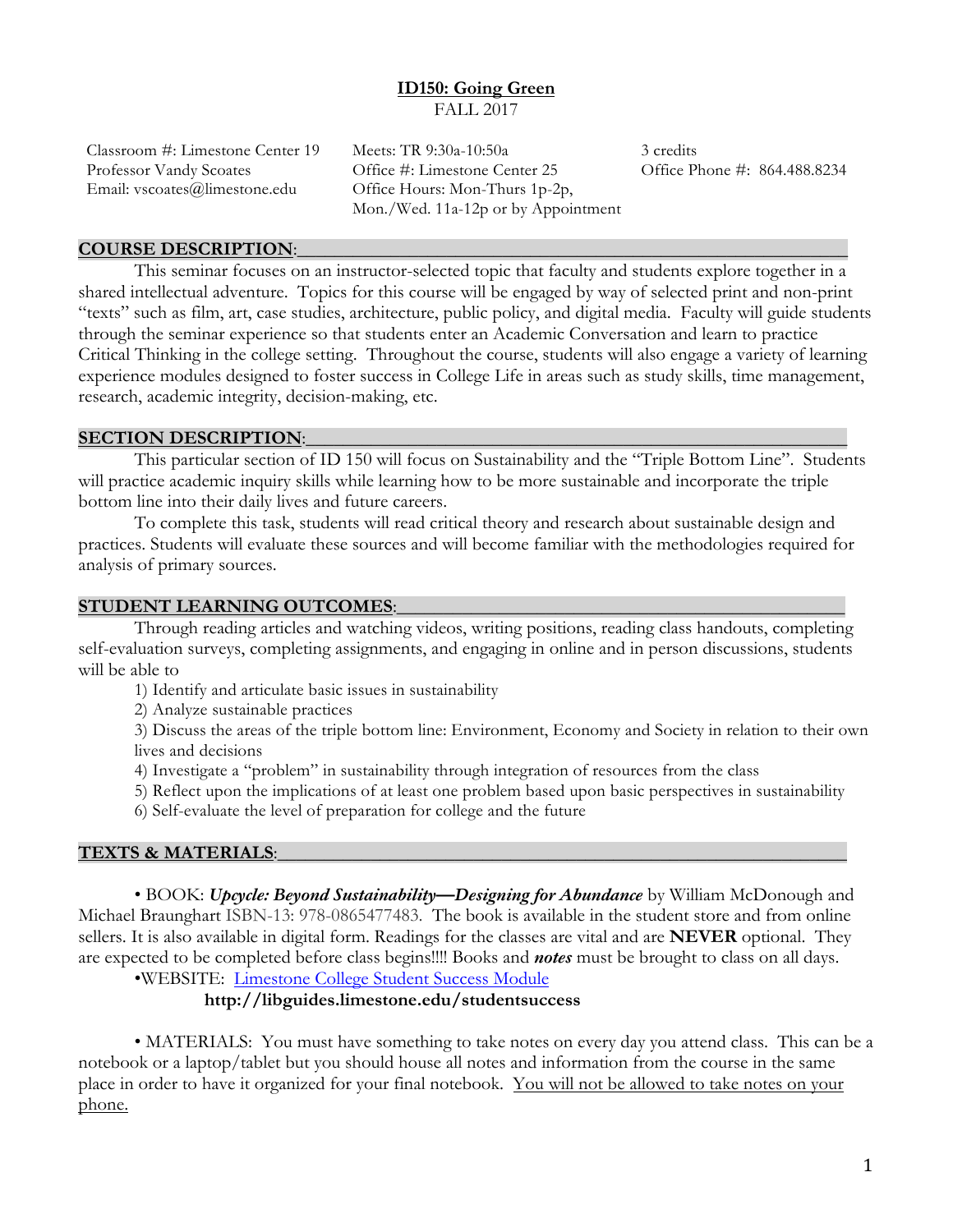# ID150: Going Green

FALL 2017

Classroom #: Limestone Center 19
Professor Vandy Scoates
Email: vscoates@limestone.edu

Meets: TR 9:30a-10:50a
Office #: Limestone Center 25
Office Hours: Mon-Thurs 1p-2p,
Mon./Wed. 11a-12p or by Appointment

3 credits
Office Phone #: 864.488.8234

## COURSE DESCRIPTION:

This seminar focuses on an instructor-selected topic that faculty and students explore together in a shared intellectual adventure. Topics for this course will be engaged by way of selected print and non-print "texts" such as film, art, case studies, architecture, public policy, and digital media. Faculty will guide students through the seminar experience so that students enter an Academic Conversation and learn to practice Critical Thinking in the college setting. Throughout the course, students will also engage a variety of learning experience modules designed to foster success in College Life in areas such as study skills, time management, research, academic integrity, decision-making, etc.

## SECTION DESCRIPTION:

This particular section of ID 150 will focus on Sustainability and the "Triple Bottom Line". Students will practice academic inquiry skills while learning how to be more sustainable and incorporate the triple bottom line into their daily lives and future careers.

To complete this task, students will read critical theory and research about sustainable design and practices. Students will evaluate these sources and will become familiar with the methodologies required for analysis of primary sources.

## STUDENT LEARNING OUTCOMES:

Through reading articles and watching videos, writing positions, reading class handouts, completing self-evaluation surveys, completing assignments, and engaging in online and in person discussions, students will be able to

1) Identify and articulate basic issues in sustainability
2) Analyze sustainable practices
3) Discuss the areas of the triple bottom line: Environment, Economy and Society in relation to their own lives and decisions
4) Investigate a "problem" in sustainability through integration of resources from the class
5) Reflect upon the implications of at least one problem based upon basic perspectives in sustainability
6) Self-evaluate the level of preparation for college and the future

## TEXTS & MATERIALS:

• BOOK: ***Upcycle: Beyond Sustainability—Designing for Abundance*** by William McDonough and Michael Braunghart ISBN-13: 978-0865477483. The book is available in the student store and from online sellers. It is also available in digital form. Readings for the classes are vital and are **NEVER** optional. They are expected to be completed before class begins!!!! Books and ***notes*** must be brought to class on all days.

•WEBSITE: [Limestone College Student Success Module](http://libguides.limestone.edu/studentsuccess)

**http://libguides.limestone.edu/studentsuccess**

• MATERIALS: You must have something to take notes on every day you attend class. This can be a notebook or a laptop/tablet but you should house all notes and information from the course in the same place in order to have it organized for your final notebook. <u>You will not be allowed to take notes on your phone.</u>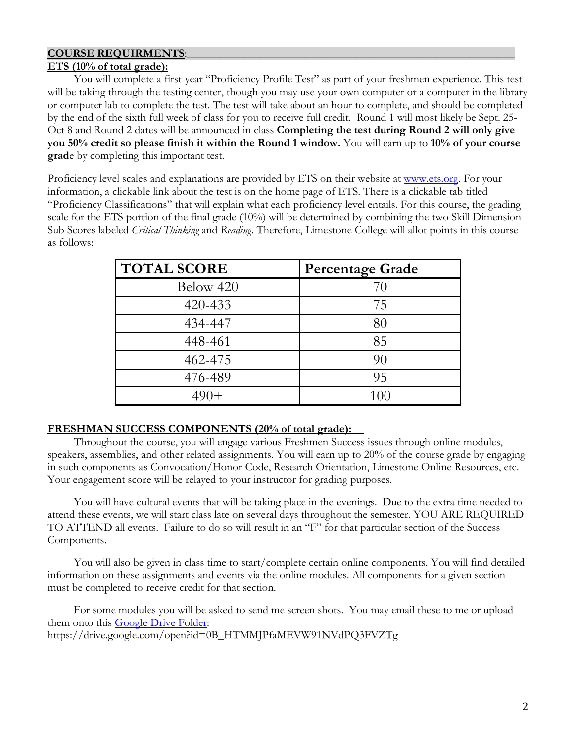## COURSE REQUIRMENTS:

**ETS (10% of total grade):**

You will complete a first-year "Proficiency Profile Test" as part of your freshmen experience. This test will be taking through the testing center, though you may use your own computer or a computer in the library or computer lab to complete the test. The test will take about an hour to complete, and should be completed by the end of the sixth full week of class for you to receive full credit. Round 1 will most likely be Sept. 25-Oct 8 and Round 2 dates will be announced in class **Completing the test during Round 2 will only give you 50% credit so please finish it within the Round 1 window.** You will earn up to **10% of your course grad**e by completing this important test.

Proficiency level scales and explanations are provided by ETS on their website at [www.ets.org](www.ets.org). For your information, a clickable link about the test is on the home page of ETS. There is a clickable tab titled "Proficiency Classifications" that will explain what each proficiency level entails. For this course, the grading scale for the ETS portion of the final grade (10%) will be determined by combining the two Skill Dimension Sub Scores labeled *Critical Thinking* and *Reading*. Therefore, Limestone College will allot points in this course as follows:

| TOTAL SCORE | Percentage Grade |
|---|---|
| Below 420 | 70 |
| 420-433 | 75 |
| 434-447 | 80 |
| 448-461 | 85 |
| 462-475 | 90 |
| 476-489 | 95 |
| 490+ | 100 |

**FRESHMAN SUCCESS COMPONENTS (20% of total grade):**

Throughout the course, you will engage various Freshmen Success issues through online modules, speakers, assemblies, and other related assignments. You will earn up to 20% of the course grade by engaging in such components as Convocation/Honor Code, Research Orientation, Limestone Online Resources, etc. Your engagement score will be relayed to your instructor for grading purposes.

You will have cultural events that will be taking place in the evenings. Due to the extra time needed to attend these events, we will start class late on several days throughout the semester. YOU ARE REQUIRED TO ATTEND all events. Failure to do so will result in an "F" for that particular section of the Success Components.

You will also be given in class time to start/complete certain online components. You will find detailed information on these assignments and events via the online modules. All components for a given section must be completed to receive credit for that section.

For some modules you will be asked to send me screen shots. You may email these to me or upload them onto this [Google Drive Folder](https://drive.google.com/open?id=0B_HTMMJPfaMEVW91NVdPQ3FVZTg):
https://drive.google.com/open?id=0B_HTMMJPfaMEVW91NVdPQ3FVZTg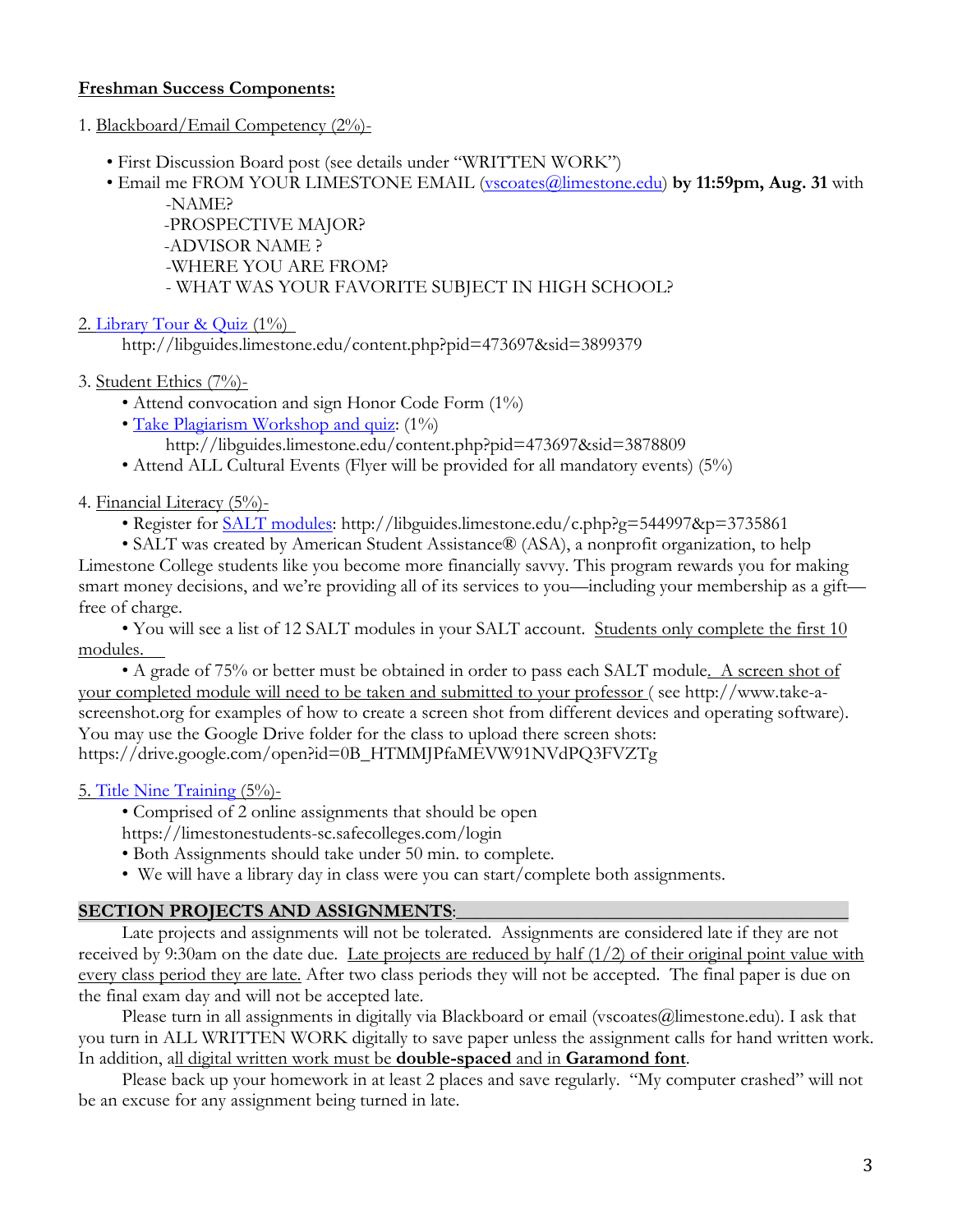**Freshman Success Components:**

1. Blackboard/Email Competency (2%)-

- First Discussion Board post (see details under "WRITTEN WORK")
- Email me FROM YOUR LIMESTONE EMAIL (vscoates@limestone.edu) **by 11:59pm, Aug. 31** with
  - -NAME?
  - -PROSPECTIVE MAJOR?
  - -ADVISOR NAME ?
  - -WHERE YOU ARE FROM?
  - - WHAT WAS YOUR FAVORITE SUBJECT IN HIGH SCHOOL?

2. Library Tour & Quiz (1%)

http://libguides.limestone.edu/content.php?pid=473697&sid=3899379

3. Student Ethics (7%)-

- Attend convocation and sign Honor Code Form (1%)
- Take Plagiarism Workshop and quiz: (1%)
  http://libguides.limestone.edu/content.php?pid=473697&sid=3878809
- Attend ALL Cultural Events (Flyer will be provided for all mandatory events) (5%)

4. Financial Literacy (5%)-

- Register for SALT modules: http://libguides.limestone.edu/c.php?g=544997&p=3735861
- SALT was created by American Student Assistance® (ASA), a nonprofit organization, to help Limestone College students like you become more financially savvy. This program rewards you for making smart money decisions, and we're providing all of its services to you—including your membership as a gift—free of charge.
- You will see a list of 12 SALT modules in your SALT account. Students only complete the first 10 modules.
- A grade of 75% or better must be obtained in order to pass each SALT module. A screen shot of your completed module will need to be taken and submitted to your professor ( see http://www.take-a-screenshot.org for examples of how to create a screen shot from different devices and operating software). You may use the Google Drive folder for the class to upload there screen shots: https://drive.google.com/open?id=0B_HTMMJPfaMEVW91NVdPQ3FVZTg

5. Title Nine Training (5%)-

- Comprised of 2 online assignments that should be open
  https://limestonestudents-sc.safecolleges.com/login
- Both Assignments should take under 50 min. to complete.
- We will have a library day in class were you can start/complete both assignments.

**SECTION PROJECTS AND ASSIGNMENTS**:

Late projects and assignments will not be tolerated. Assignments are considered late if they are not received by 9:30am on the date due. Late projects are reduced by half (1/2) of their original point value with every class period they are late. After two class periods they will not be accepted. The final paper is due on the final exam day and will not be accepted late.

Please turn in all assignments in digitally via Blackboard or email (vscoates@limestone.edu). I ask that you turn in ALL WRITTEN WORK digitally to save paper unless the assignment calls for hand written work. In addition, all digital written work must be **double-spaced** and in **Garamond font**.

Please back up your homework in at least 2 places and save regularly. "My computer crashed" will not be an excuse for any assignment being turned in late.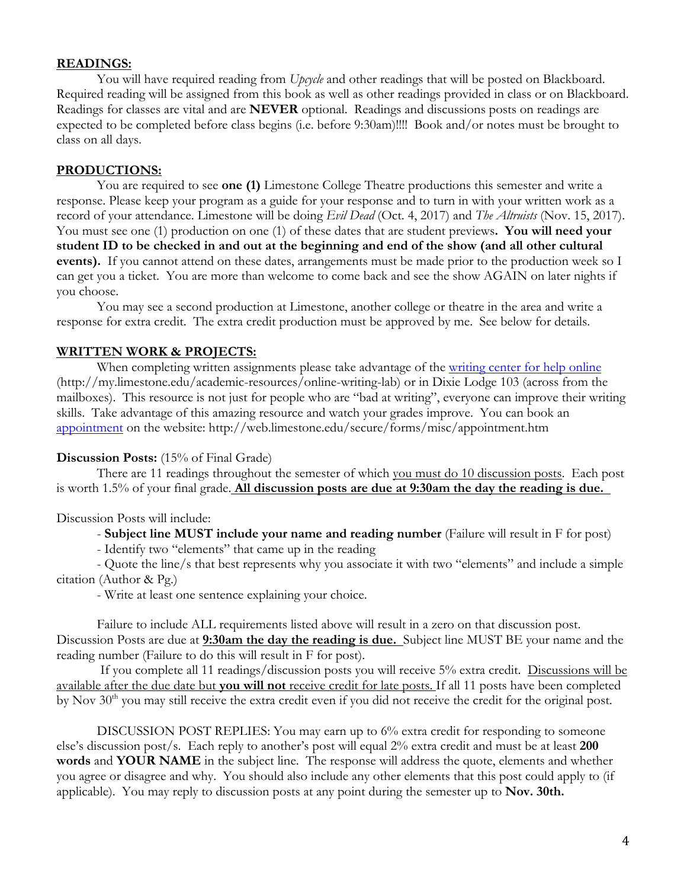## **READINGS:**

You will have required reading from *Upcycle* and other readings that will be posted on Blackboard. Required reading will be assigned from this book as well as other readings provided in class or on Blackboard. Readings for classes are vital and are **NEVER** optional. Readings and discussions posts on readings are expected to be completed before class begins (i.e. before 9:30am)!!!! Book and/or notes must be brought to class on all days.

## **PRODUCTIONS:**

You are required to see **one (1)** Limestone College Theatre productions this semester and write a response. Please keep your program as a guide for your response and to turn in with your written work as a record of your attendance. Limestone will be doing *Evil Dead* (Oct. 4, 2017) and *The Altruists* (Nov. 15, 2017). You must see one (1) production on one (1) of these dates that are student previews**. You will need your student ID to be checked in and out at the beginning and end of the show (and all other cultural events).** If you cannot attend on these dates, arrangements must be made prior to the production week so I can get you a ticket. You are more than welcome to come back and see the show AGAIN on later nights if you choose.

You may see a second production at Limestone, another college or theatre in the area and write a response for extra credit. The extra credit production must be approved by me. See below for details.

## **WRITTEN WORK & PROJECTS:**

When completing written assignments please take advantage of the [writing center for help online](http://my.limestone.edu/academic-resources/online-writing-lab) (http://my.limestone.edu/academic-resources/online-writing-lab) or in Dixie Lodge 103 (across from the mailboxes). This resource is not just for people who are "bad at writing", everyone can improve their writing skills. Take advantage of this amazing resource and watch your grades improve. You can book an [appointment](http://web.limestone.edu/secure/forms/misc/appointment.htm) on the website: http://web.limestone.edu/secure/forms/misc/appointment.htm

**Discussion Posts:** (15% of Final Grade)

There are 11 readings throughout the semester of which <u>you must do 10 discussion posts</u>. Each post is worth 1.5% of your final grade. **<u>All discussion posts are due at 9:30am the day the reading is due.</u>**

Discussion Posts will include:

- **Subject line MUST include your name and reading number** (Failure will result in F for post)
- Identify two "elements" that came up in the reading
- Quote the line/s that best represents why you associate it with two "elements" and include a simple citation (Author & Pg.)
- Write at least one sentence explaining your choice.

Failure to include ALL requirements listed above will result in a zero on that discussion post. Discussion Posts are due at **<u>9:30am the day the reading is due.</u>** Subject line MUST BE your name and the reading number (Failure to do this will result in F for post).

If you complete all 11 readings/discussion posts you will receive 5% extra credit. <u>Discussions will be available after the due date but **you will not** receive credit for late posts.</u> If all 11 posts have been completed by Nov 30th you may still receive the extra credit even if you did not receive the credit for the original post.

DISCUSSION POST REPLIES: You may earn up to 6% extra credit for responding to someone else's discussion post/s. Each reply to another's post will equal 2% extra credit and must be at least **200 words** and **YOUR NAME** in the subject line. The response will address the quote, elements and whether you agree or disagree and why. You should also include any other elements that this post could apply to (if applicable). You may reply to discussion posts at any point during the semester up to **Nov. 30th.**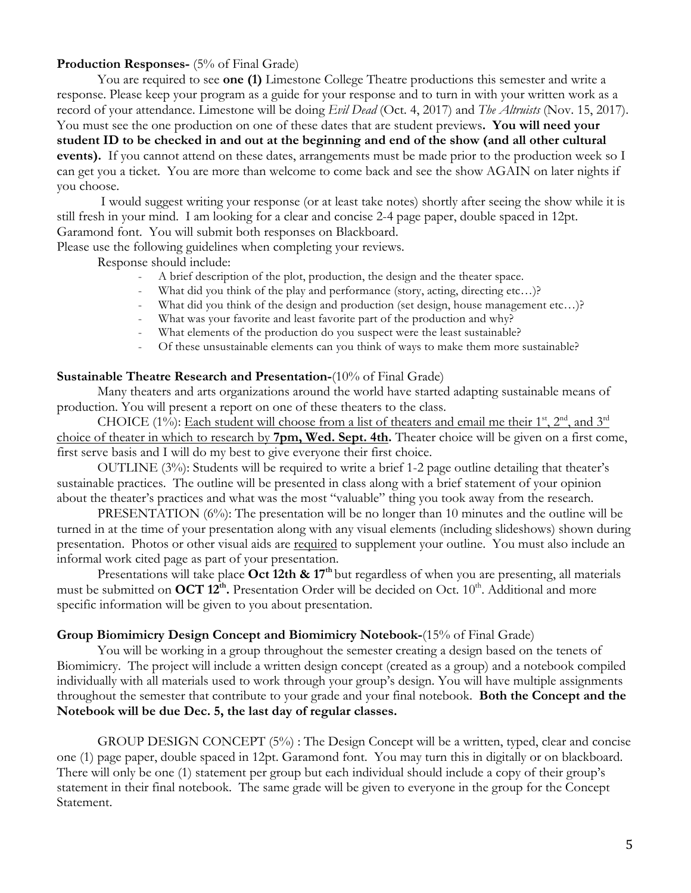**Production Responses-** (5% of Final Grade)

You are required to see **one (1)** Limestone College Theatre productions this semester and write a response. Please keep your program as a guide for your response and to turn in with your written work as a record of your attendance. Limestone will be doing *Evil Dead* (Oct. 4, 2017) and *The Altruists* (Nov. 15, 2017). You must see the one production on one of these dates that are student previews**. You will need your student ID to be checked in and out at the beginning and end of the show (and all other cultural events).** If you cannot attend on these dates, arrangements must be made prior to the production week so I can get you a ticket. You are more than welcome to come back and see the show AGAIN on later nights if you choose.

I would suggest writing your response (or at least take notes) shortly after seeing the show while it is still fresh in your mind. I am looking for a clear and concise 2-4 page paper, double spaced in 12pt. Garamond font. You will submit both responses on Blackboard.

Please use the following guidelines when completing your reviews.

Response should include:

- A brief description of the plot, production, the design and the theater space.
- What did you think of the play and performance (story, acting, directing etc…)?
- What did you think of the design and production (set design, house management etc…)?
- What was your favorite and least favorite part of the production and why?
- What elements of the production do you suspect were the least sustainable?
- Of these unsustainable elements can you think of ways to make them more sustainable?

**Sustainable Theatre Research and Presentation-**(10% of Final Grade)

Many theaters and arts organizations around the world have started adapting sustainable means of production. You will present a report on one of these theaters to the class.

CHOICE (1%): <u>Each student will choose from a list of theaters and email me their 1st, 2nd, and 3rd choice of theater in which to research by</u> **<u>7pm, Wed. Sept. 4th.</u>** Theater choice will be given on a first come, first serve basis and I will do my best to give everyone their first choice.

OUTLINE (3%): Students will be required to write a brief 1-2 page outline detailing that theater's sustainable practices. The outline will be presented in class along with a brief statement of your opinion about the theater's practices and what was the most "valuable" thing you took away from the research.

PRESENTATION (6%): The presentation will be no longer than 10 minutes and the outline will be turned in at the time of your presentation along with any visual elements (including slideshows) shown during presentation. Photos or other visual aids are <u>required</u> to supplement your outline. You must also include an informal work cited page as part of your presentation.

Presentations will take place **Oct 12th & 17th** but regardless of when you are presenting, all materials must be submitted on **OCT 12th.** Presentation Order will be decided on Oct. 10th. Additional and more specific information will be given to you about presentation.

**Group Biomimicry Design Concept and Biomimicry Notebook-**(15% of Final Grade)

You will be working in a group throughout the semester creating a design based on the tenets of Biomimicry. The project will include a written design concept (created as a group) and a notebook compiled individually with all materials used to work through your group's design. You will have multiple assignments throughout the semester that contribute to your grade and your final notebook. **Both the Concept and the Notebook will be due Dec. 5, the last day of regular classes.**

GROUP DESIGN CONCEPT (5%) : The Design Concept will be a written, typed, clear and concise one (1) page paper, double spaced in 12pt. Garamond font. You may turn this in digitally or on blackboard. There will only be one (1) statement per group but each individual should include a copy of their group's statement in their final notebook. The same grade will be given to everyone in the group for the Concept Statement.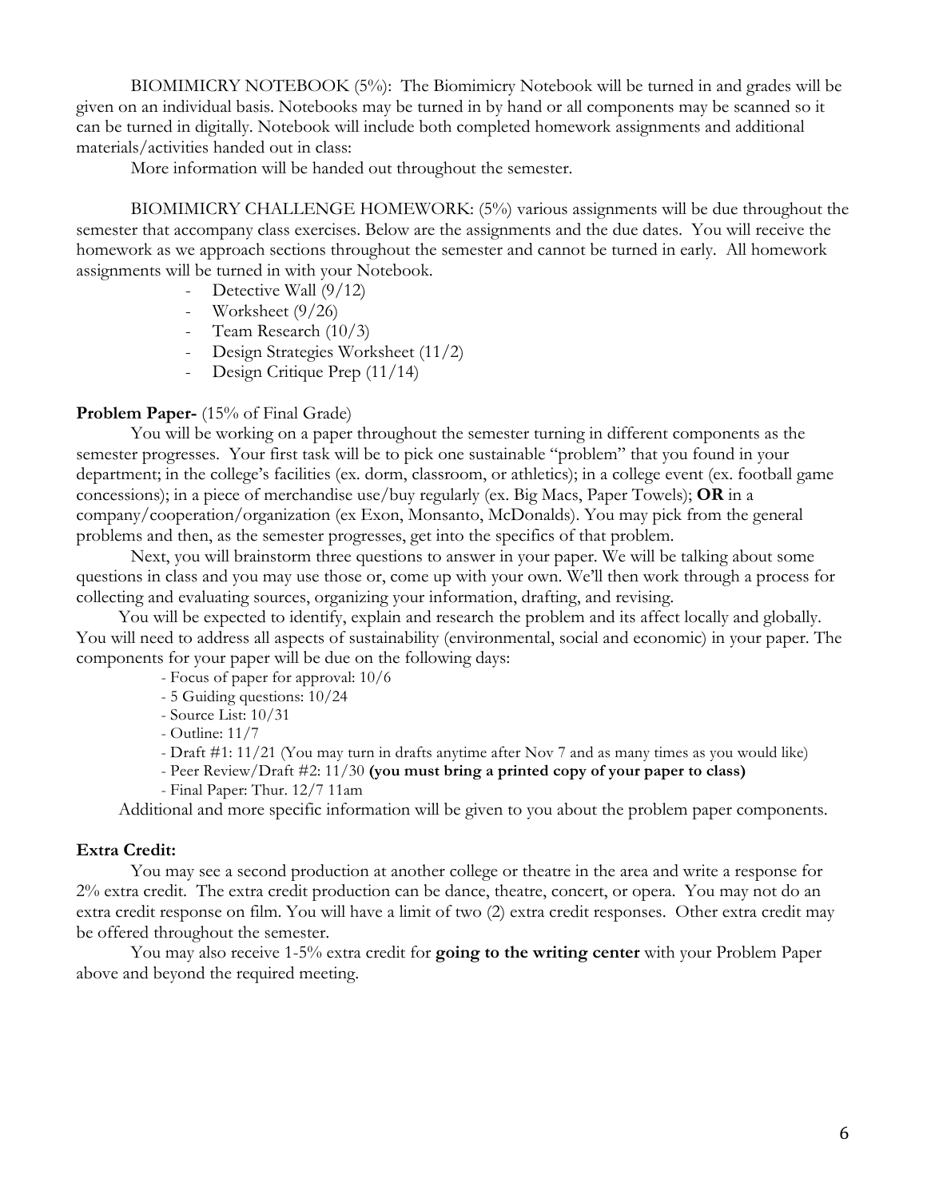BIOMIMICRY NOTEBOOK (5%): The Biomimicry Notebook will be turned in and grades will be given on an individual basis. Notebooks may be turned in by hand or all components may be scanned so it can be turned in digitally. Notebook will include both completed homework assignments and additional materials/activities handed out in class:

More information will be handed out throughout the semester.

BIOMIMICRY CHALLENGE HOMEWORK: (5%) various assignments will be due throughout the semester that accompany class exercises. Below are the assignments and the due dates. You will receive the homework as we approach sections throughout the semester and cannot be turned in early. All homework assignments will be turned in with your Notebook.

- Detective Wall (9/12)
- Worksheet (9/26)
- Team Research (10/3)
- Design Strategies Worksheet (11/2)
- Design Critique Prep (11/14)

**Problem Paper-** (15% of Final Grade)

You will be working on a paper throughout the semester turning in different components as the semester progresses. Your first task will be to pick one sustainable "problem" that you found in your department; in the college's facilities (ex. dorm, classroom, or athletics); in a college event (ex. football game concessions); in a piece of merchandise use/buy regularly (ex. Big Macs, Paper Towels); **OR** in a company/cooperation/organization (ex Exon, Monsanto, McDonalds). You may pick from the general problems and then, as the semester progresses, get into the specifics of that problem.

Next, you will brainstorm three questions to answer in your paper. We will be talking about some questions in class and you may use those or, come up with your own. We'll then work through a process for collecting and evaluating sources, organizing your information, drafting, and revising.

You will be expected to identify, explain and research the problem and its affect locally and globally. You will need to address all aspects of sustainability (environmental, social and economic) in your paper. The components for your paper will be due on the following days:

- Focus of paper for approval: 10/6
- 5 Guiding questions: 10/24
- Source List: 10/31
- Outline: 11/7
- Draft #1: 11/21 (You may turn in drafts anytime after Nov 7 and as many times as you would like)
- Peer Review/Draft #2: 11/30 **(you must bring a printed copy of your paper to class)**
- Final Paper: Thur. 12/7 11am

Additional and more specific information will be given to you about the problem paper components.

**Extra Credit:**

You may see a second production at another college or theatre in the area and write a response for 2% extra credit. The extra credit production can be dance, theatre, concert, or opera. You may not do an extra credit response on film. You will have a limit of two (2) extra credit responses. Other extra credit may be offered throughout the semester.

You may also receive 1-5% extra credit for **going to the writing center** with your Problem Paper above and beyond the required meeting.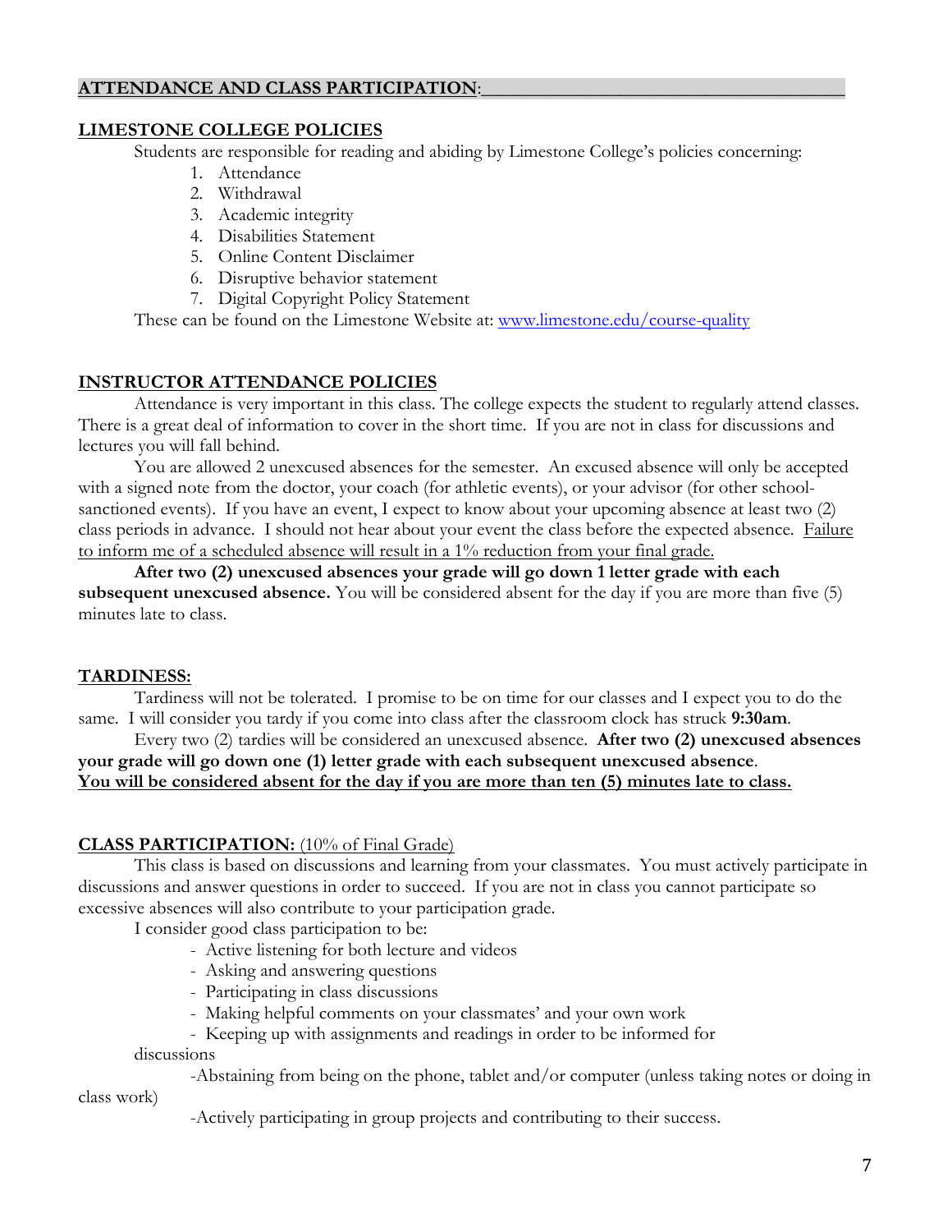## ATTENDANCE AND CLASS PARTICIPATION:

### LIMESTONE COLLEGE POLICIES

Students are responsible for reading and abiding by Limestone College's policies concerning:

1. Attendance
2. Withdrawal
3. Academic integrity
4. Disabilities Statement
5. Online Content Disclaimer
6. Disruptive behavior statement
7. Digital Copyright Policy Statement

These can be found on the Limestone Website at: www.limestone.edu/course-quality

### INSTRUCTOR ATTENDANCE POLICIES

Attendance is very important in this class. The college expects the student to regularly attend classes. There is a great deal of information to cover in the short time. If you are not in class for discussions and lectures you will fall behind.

You are allowed 2 unexcused absences for the semester. An excused absence will only be accepted with a signed note from the doctor, your coach (for athletic events), or your advisor (for other school-sanctioned events). If you have an event, I expect to know about your upcoming absence at least two (2) class periods in advance. I should not hear about your event the class before the expected absence. Failure to inform me of a scheduled absence will result in a 1% reduction from your final grade.

**After two (2) unexcused absences your grade will go down 1 letter grade with each subsequent unexcused absence.** You will be considered absent for the day if you are more than five (5) minutes late to class.

### TARDINESS:

Tardiness will not be tolerated. I promise to be on time for our classes and I expect you to do the same. I will consider you tardy if you come into class after the classroom clock has struck **9:30am**.

Every two (2) tardies will be considered an unexcused absence. **After two (2) unexcused absences your grade will go down one (1) letter grade with each subsequent unexcused absence**.
**You will be considered absent for the day if you are more than ten (5) minutes late to class.**

### CLASS PARTICIPATION: (10% of Final Grade)

This class is based on discussions and learning from your classmates. You must actively participate in discussions and answer questions in order to succeed. If you are not in class you cannot participate so excessive absences will also contribute to your participation grade.

I consider good class participation to be:

- Active listening for both lecture and videos
- Asking and answering questions
- Participating in class discussions
- Making helpful comments on your classmates' and your own work
- Keeping up with assignments and readings in order to be informed for discussions
- Abstaining from being on the phone, tablet and/or computer (unless taking notes or doing in class work)
- Actively participating in group projects and contributing to their success.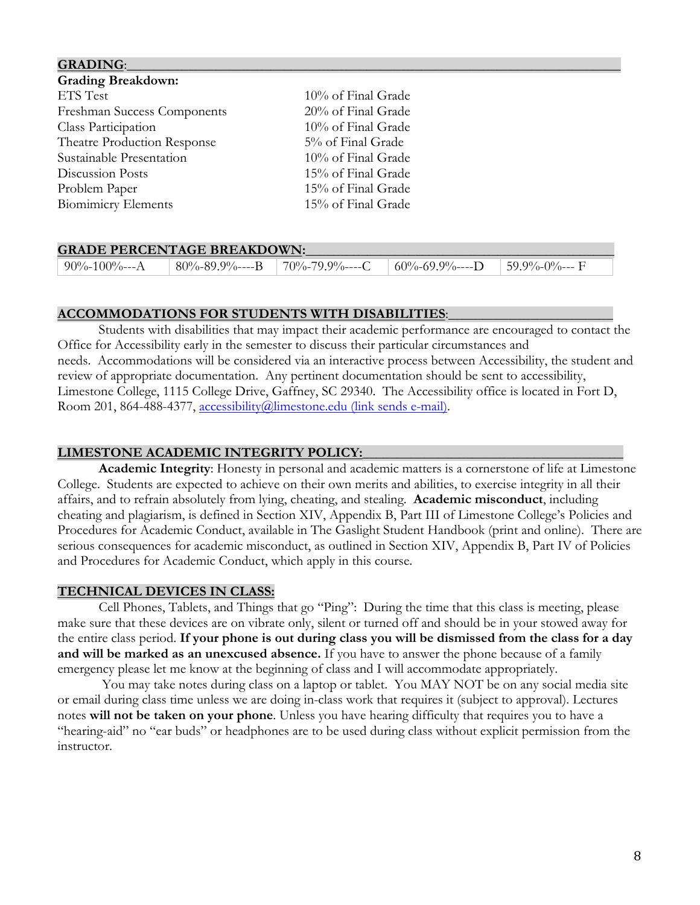## GRADING:

**Grading Breakdown:**

| | |
|---|---|
| ETS Test | 10% of Final Grade |
| Freshman Success Components | 20% of Final Grade |
| Class Participation | 10% of Final Grade |
| Theatre Production Response | 5% of Final Grade |
| Sustainable Presentation | 10% of Final Grade |
| Discussion Posts | 15% of Final Grade |
| Problem Paper | 15% of Final Grade |
| Biomimicry Elements | 15% of Final Grade |

## GRADE PERCENTAGE BREAKDOWN:

| 90%-100%---A | 80%-89.9%----B | 70%-79.9%----C | 60%-69.9%----D | 59.9%-0%--- F |
|---|---|---|---|---|

## ACCOMMODATIONS FOR STUDENTS WITH DISABILITIES:

Students with disabilities that may impact their academic performance are encouraged to contact the Office for Accessibility early in the semester to discuss their particular circumstances and needs. Accommodations will be considered via an interactive process between Accessibility, the student and review of appropriate documentation. Any pertinent documentation should be sent to accessibility, Limestone College, 1115 College Drive, Gaffney, SC 29340. The Accessibility office is located in Fort D, Room 201, 864-488-4377, [accessibility@limestone.edu (link sends e-mail)](mailto:accessibility@limestone.edu).

## LIMESTONE ACADEMIC INTEGRITY POLICY:

**Academic Integrity**: Honesty in personal and academic matters is a cornerstone of life at Limestone College. Students are expected to achieve on their own merits and abilities, to exercise integrity in all their affairs, and to refrain absolutely from lying, cheating, and stealing. **Academic misconduct**, including cheating and plagiarism, is defined in Section XIV, Appendix B, Part III of Limestone College's Policies and Procedures for Academic Conduct, available in The Gaslight Student Handbook (print and online). There are serious consequences for academic misconduct, as outlined in Section XIV, Appendix B, Part IV of Policies and Procedures for Academic Conduct, which apply in this course.

## TECHNICAL DEVICES IN CLASS:

Cell Phones, Tablets, and Things that go "Ping": During the time that this class is meeting, please make sure that these devices are on vibrate only, silent or turned off and should be in your stowed away for the entire class period. **If your phone is out during class you will be dismissed from the class for a day and will be marked as an unexcused absence.** If you have to answer the phone because of a family emergency please let me know at the beginning of class and I will accommodate appropriately.

You may take notes during class on a laptop or tablet. You MAY NOT be on any social media site or email during class time unless we are doing in-class work that requires it (subject to approval). Lectures notes **will not be taken on your phone**. Unless you have hearing difficulty that requires you to have a "hearing-aid" no "ear buds" or headphones are to be used during class without explicit permission from the instructor.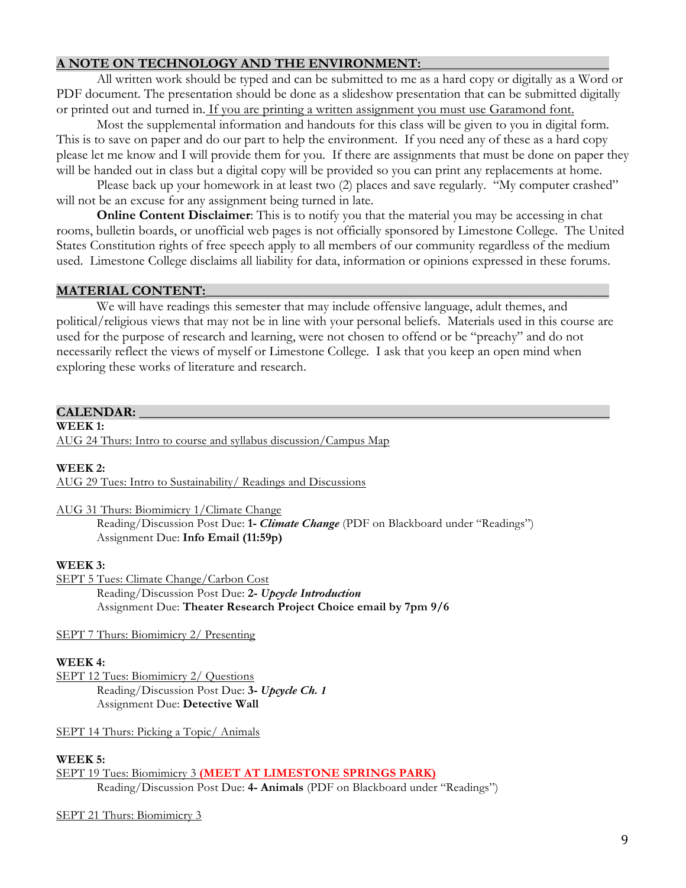## A NOTE ON TECHNOLOGY AND THE ENVIRONMENT:

All written work should be typed and can be submitted to me as a hard copy or digitally as a Word or PDF document. The presentation should be done as a slideshow presentation that can be submitted digitally or printed out and turned in. If you are printing a written assignment you must use Garamond font.

Most the supplemental information and handouts for this class will be given to you in digital form. This is to save on paper and do our part to help the environment. If you need any of these as a hard copy please let me know and I will provide them for you. If there are assignments that must be done on paper they will be handed out in class but a digital copy will be provided so you can print any replacements at home.

Please back up your homework in at least two (2) places and save regularly. "My computer crashed" will not be an excuse for any assignment being turned in late.

**Online Content Disclaimer**: This is to notify you that the material you may be accessing in chat rooms, bulletin boards, or unofficial web pages is not officially sponsored by Limestone College. The United States Constitution rights of free speech apply to all members of our community regardless of the medium used. Limestone College disclaims all liability for data, information or opinions expressed in these forums.

## MATERIAL CONTENT:

We will have readings this semester that may include offensive language, adult themes, and political/religious views that may not be in line with your personal beliefs. Materials used in this course are used for the purpose of research and learning, were not chosen to offend or be "preachy" and do not necessarily reflect the views of myself or Limestone College. I ask that you keep an open mind when exploring these works of literature and research.

## CALENDAR:

**WEEK 1:**

AUG 24 Thurs: Intro to course and syllabus discussion/Campus Map

**WEEK 2:**

AUG 29 Tues: Intro to Sustainability/ Readings and Discussions

AUG 31 Thurs: Biomimicry 1/Climate Change
- Reading/Discussion Post Due: **1- *Climate Change*** (PDF on Blackboard under "Readings")
- Assignment Due: **Info Email (11:59p)**

**WEEK 3:**

SEPT 5 Tues: Climate Change/Carbon Cost
- Reading/Discussion Post Due: **2- *Upcycle Introduction***
- Assignment Due: **Theater Research Project Choice email by 7pm 9/6**

SEPT 7 Thurs: Biomimicry 2/ Presenting

**WEEK 4:**

SEPT 12 Tues: Biomimicry 2/ Questions
- Reading/Discussion Post Due: **3- *Upcycle Ch. 1***
- Assignment Due: **Detective Wall**

SEPT 14 Thurs: Picking a Topic/ Animals

**WEEK 5:**

SEPT 19 Tues: Biomimicry 3 **(MEET AT LIMESTONE SPRINGS PARK)**
- Reading/Discussion Post Due: **4- Animals** (PDF on Blackboard under "Readings")

SEPT 21 Thurs: Biomimicry 3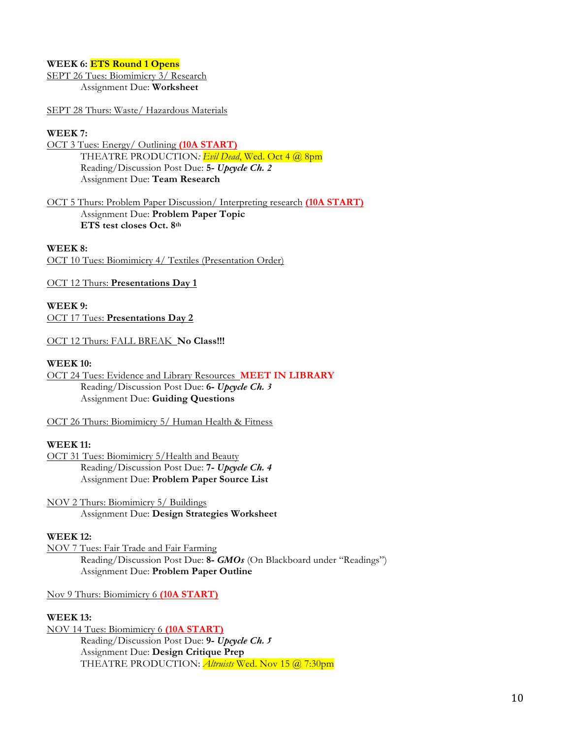**WEEK 6: ETS Round 1 Opens**

SEPT 26 Tues: Biomimicry 3/ Research

Assignment Due: **Worksheet**

SEPT 28 Thurs: Waste/ Hazardous Materials

**WEEK 7:**

OCT 3 Tues: Energy/ Outlining **(10A START)**

THEATRE PRODUCTION: *Evil Dead*, Wed. Oct 4 @ 8pm

Reading/Discussion Post Due: **5- *Upcycle Ch. 2***

Assignment Due: **Team Research**

OCT 5 Thurs: Problem Paper Discussion/ Interpreting research **(10A START)**

Assignment Due: **Problem Paper Topic**

**ETS test closes Oct. 8th**

**WEEK 8:**

OCT 10 Tues: Biomimicry 4/ Textiles (Presentation Order)

OCT 12 Thurs: **Presentations Day 1**

**WEEK 9:**

OCT 17 Tues: **Presentations Day 2**

OCT 12 Thurs: FALL BREAK **No Class!!!**

**WEEK 10:**

OCT 24 Tues: Evidence and Library Resources **MEET IN LIBRARY**

Reading/Discussion Post Due: **6- *Upcycle Ch. 3***

Assignment Due: **Guiding Questions**

OCT 26 Thurs: Biomimicry 5/ Human Health & Fitness

**WEEK 11:**

OCT 31 Tues: Biomimicry 5/Health and Beauty

Reading/Discussion Post Due: **7- *Upcycle Ch. 4***

Assignment Due: **Problem Paper Source List**

NOV 2 Thurs: Biomimicry 5/ Buildings

Assignment Due: **Design Strategies Worksheet**

**WEEK 12:**

NOV 7 Tues: Fair Trade and Fair Farming

Reading/Discussion Post Due: **8- *GMOs*** (On Blackboard under "Readings")

Assignment Due: **Problem Paper Outline**

Nov 9 Thurs: Biomimicry 6 **(10A START)**

**WEEK 13:**

NOV 14 Tues: Biomimicry 6 **(10A START)**

Reading/Discussion Post Due: **9- *Upcycle Ch. 5***

Assignment Due: **Design Critique Prep**

THEATRE PRODUCTION: *Altruists* Wed. Nov 15 @ 7:30pm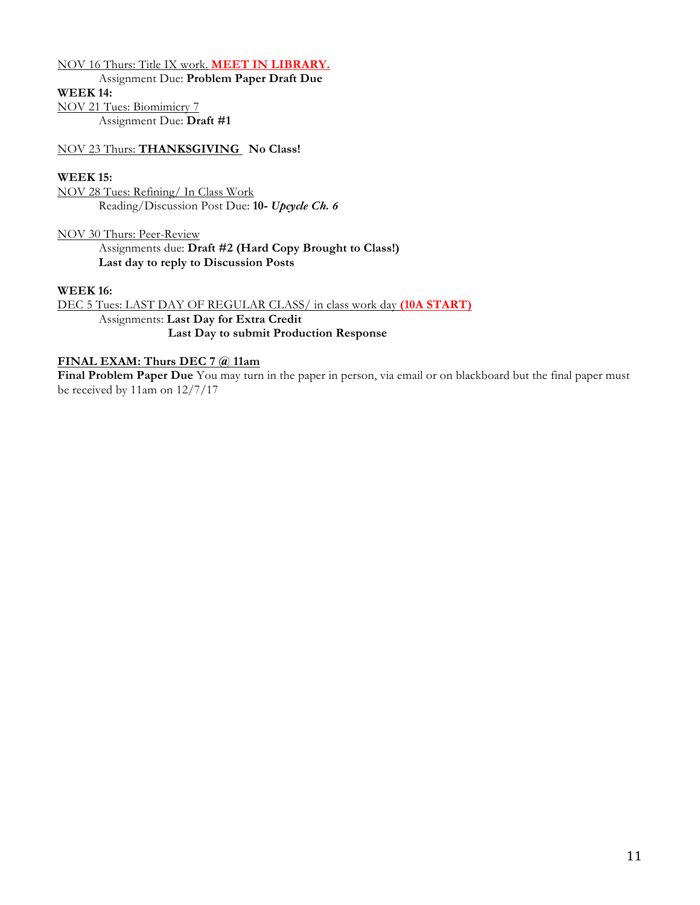NOV 16 Thurs: Title IX work. **MEET IN LIBRARY.**

Assignment Due: **Problem Paper Draft Due**

**WEEK 14:**

NOV 21 Tues: Biomimicry 7

Assignment Due: **Draft #1**

NOV 23 Thurs: **THANKSGIVING No Class!**

**WEEK 15:**

NOV 28 Tues: Refining/ In Class Work

Reading/Discussion Post Due: **10-** ***Upcycle Ch. 6***

NOV 30 Thurs: Peer-Review

Assignments due: **Draft #2 (Hard Copy Brought to Class!)**

**Last day to reply to Discussion Posts**

**WEEK 16:**

DEC 5 Tues: LAST DAY OF REGULAR CLASS/ in class work day **(10A START)**

Assignments: **Last Day for Extra Credit**

**Last Day to submit Production Response**

**FINAL EXAM: Thurs DEC 7 @ 11am**

**Final Problem Paper Due** You may turn in the paper in person, via email or on blackboard but the final paper must be received by 11am on 12/7/17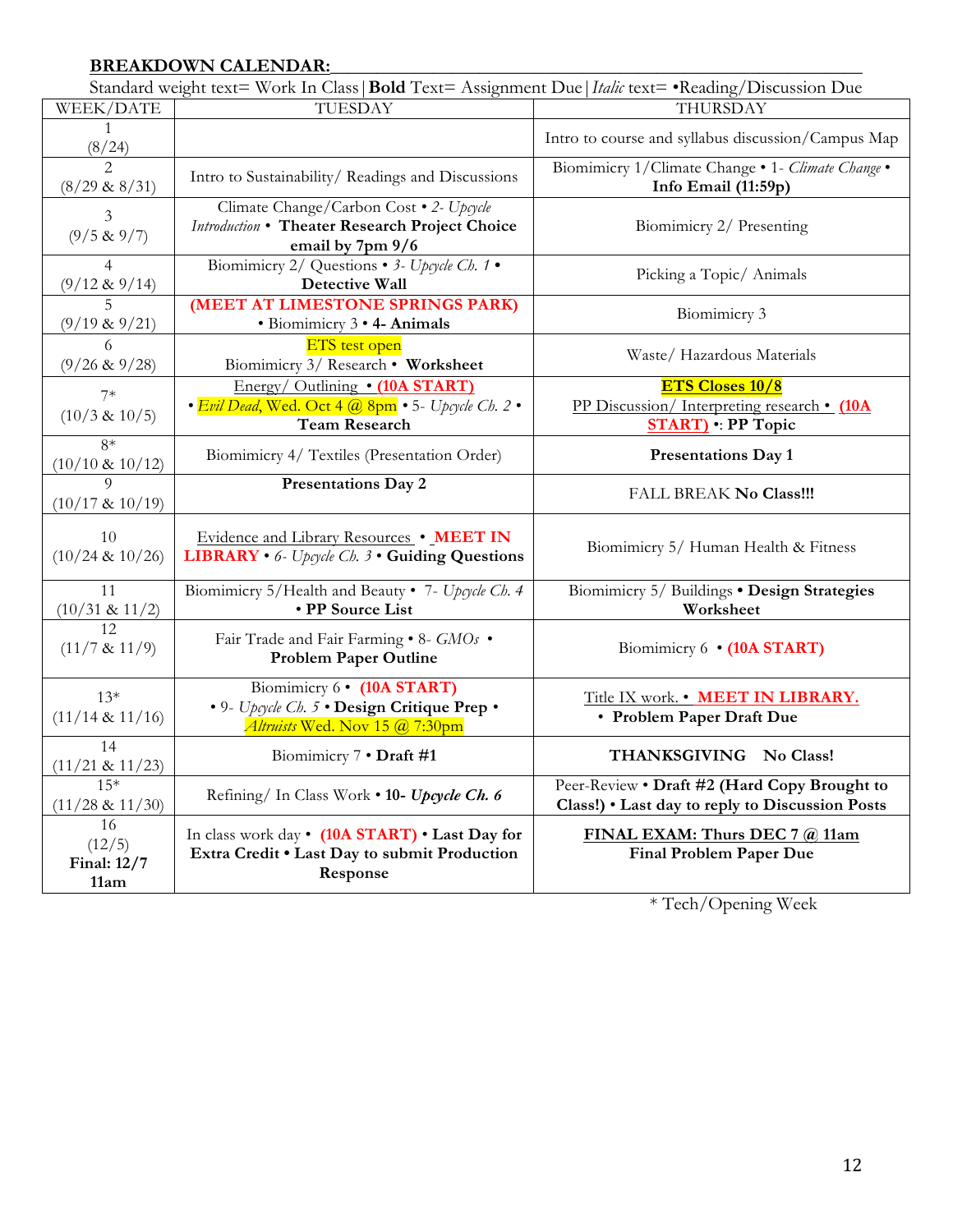**BREAKDOWN CALENDAR:**

Standard weight text= Work In Class | **Bold** Text= Assignment Due | *Italic* text= •Reading/Discussion Due

| WEEK/DATE | TUESDAY | THURSDAY |
|---|---|---|
| 1 (8/24) | | Intro to course and syllabus discussion/Campus Map |
| 2 (8/29 & 8/31) | Intro to Sustainability/ Readings and Discussions | Biomimicry 1/Climate Change • 1- *Climate Change* • **Info Email (11:59p)** |
| 3 (9/5 & 9/7) | Climate Change/Carbon Cost • *2- Upcycle Introduction* • **Theater Research Project Choice email by 7pm 9/6** | Biomimicry 2/ Presenting |
| 4 (9/12 & 9/14) | Biomimicry 2/ Questions • *3- Upcycle Ch. 1* • **Detective Wall** | Picking a Topic/ Animals |
| 5 (9/19 & 9/21) | **(MEET AT LIMESTONE SPRINGS PARK)** • Biomimicry 3 • **4- Animals** | Biomimicry 3 |
| 6 (9/26 & 9/28) | ETS test open<br>Biomimicry 3/ Research • **Worksheet** | Waste/ Hazardous Materials |
| 7* (10/3 & 10/5) | Energy/ Outlining • **(10A START)** • *Evil Dead*, Wed. Oct 4 @ 8pm • 5- *Upcycle Ch. 2* • **Team Research** | **ETS Closes 10/8**<br>PP Discussion/ Interpreting research • **(10A START)** •: **PP Topic** |
| 8* (10/10 & 10/12) | Biomimicry 4/ Textiles (Presentation Order) | **Presentations Day 1** |
| 9 (10/17 & 10/19) | **Presentations Day 2** | FALL BREAK **No Class!!!** |
| 10 (10/24 & 10/26) | Evidence and Library Resources • **MEET IN LIBRARY** • *6- Upcycle Ch. 3* • **Guiding Questions** | Biomimicry 5/ Human Health & Fitness |
| 11 (10/31 & 11/2) | Biomimicry 5/Health and Beauty • 7- *Upcycle Ch. 4* • **PP Source List** | Biomimicry 5/ Buildings • **Design Strategies Worksheet** |
| 12 (11/7 & 11/9) | Fair Trade and Fair Farming • 8- *GMOs* • **Problem Paper Outline** | Biomimicry 6 • **(10A START)** |
| 13* (11/14 & 11/16) | Biomimicry 6 • **(10A START)** • 9- *Upcycle Ch. 5* • **Design Critique Prep** • *Altruists* Wed. Nov 15 @ 7:30pm | Title IX work. • **MEET IN LIBRARY.** • **Problem Paper Draft Due** |
| 14 (11/21 & 11/23) | Biomimicry 7 • **Draft #1** | **THANKSGIVING No Class!** |
| 15* (11/28 & 11/30) | Refining/ In Class Work • **10- *Upcycle Ch. 6*** | Peer-Review • **Draft #2 (Hard Copy Brought to Class!)** • **Last day to reply to Discussion Posts** |
| 16 (12/5) **Final: 12/7 11am** | In class work day • **(10A START)** • **Last Day for Extra Credit** • **Last Day to submit Production Response** | **FINAL EXAM: Thurs DEC 7 @ 11am**<br>**Final Problem Paper Due** |

\* Tech/Opening Week